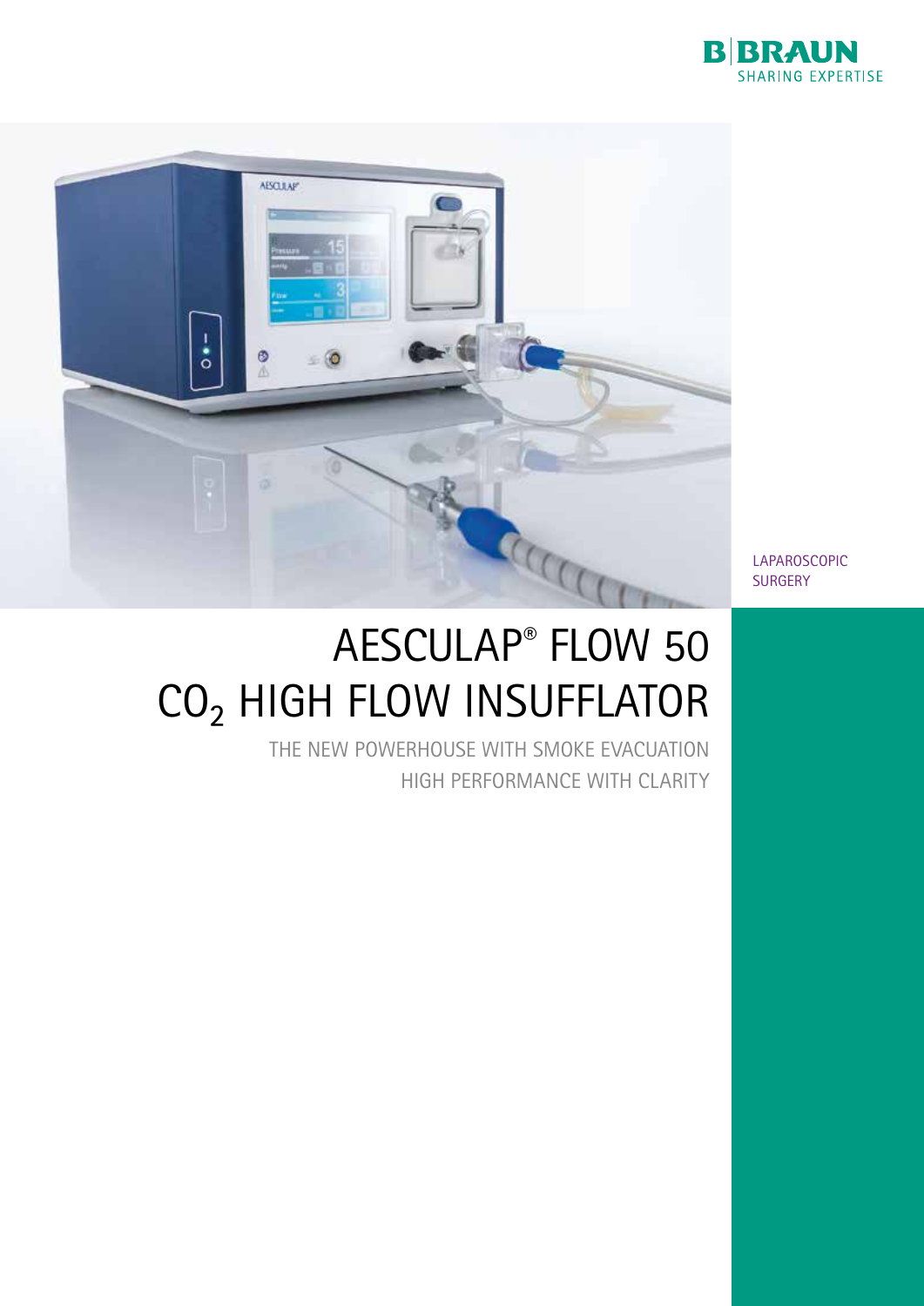B|BRAUN
SHARING EXPERTISE

LAPAROSCOPIC SURGERY

# AESCULAP® FLOW 50 $CO_2$ HIGH FLOW INSUFFLATOR

THE NEW POWERHOUSE WITH SMOKE EVACUATION
HIGH PERFORMANCE WITH CLARITY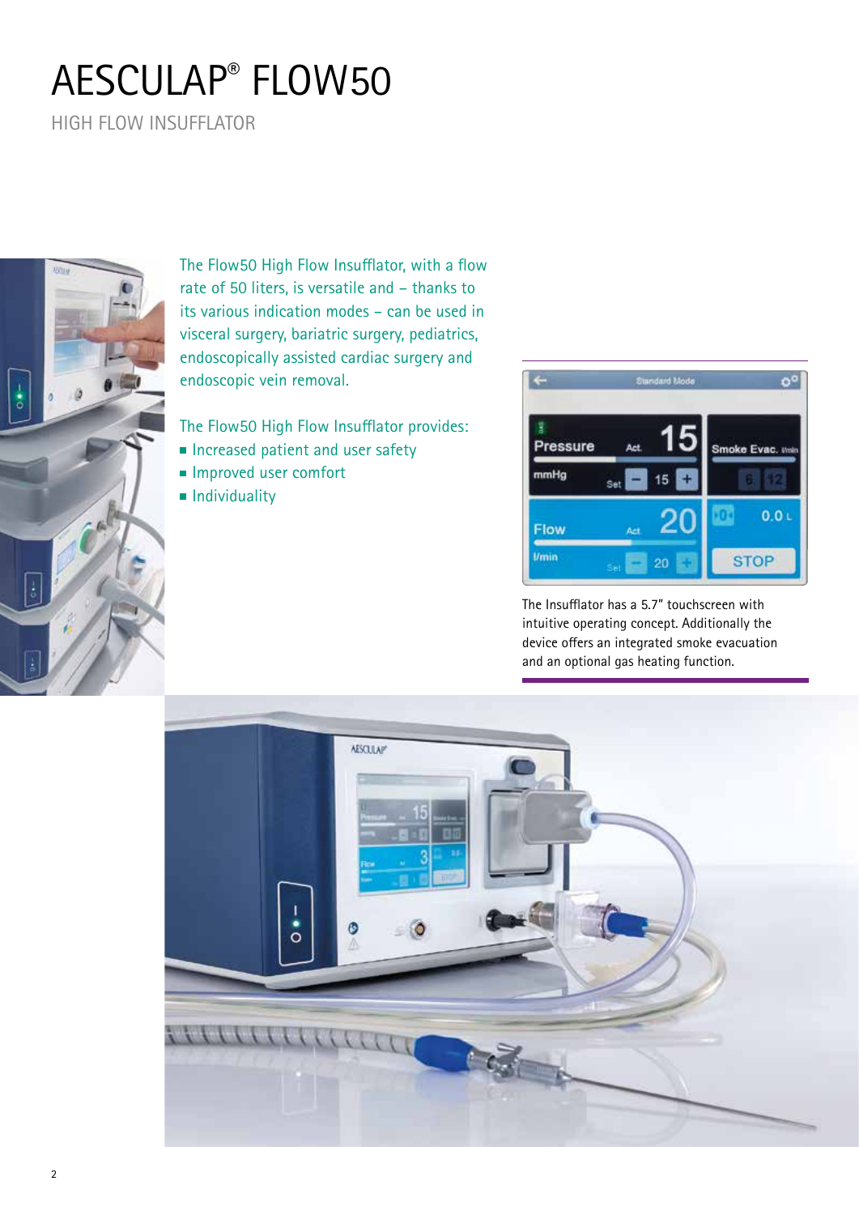# AESCULAP® FLOW50

HIGH FLOW INSUFFLATOR

The Flow50 High Flow Insufflator, with a flow rate of 50 liters, is versatile and – thanks to its various indication modes – can be used in visceral surgery, bariatric surgery, pediatrics, endoscopically assisted cardiac surgery and endoscopic vein removal.

The Flow50 High Flow Insufflator provides:

- Increased patient and user safety
- Improved user comfort
- Individuality

The Insufflator has a 5.7" touchscreen with intuitive operating concept. Additionally the device offers an integrated smoke evacuation and an optional gas heating function.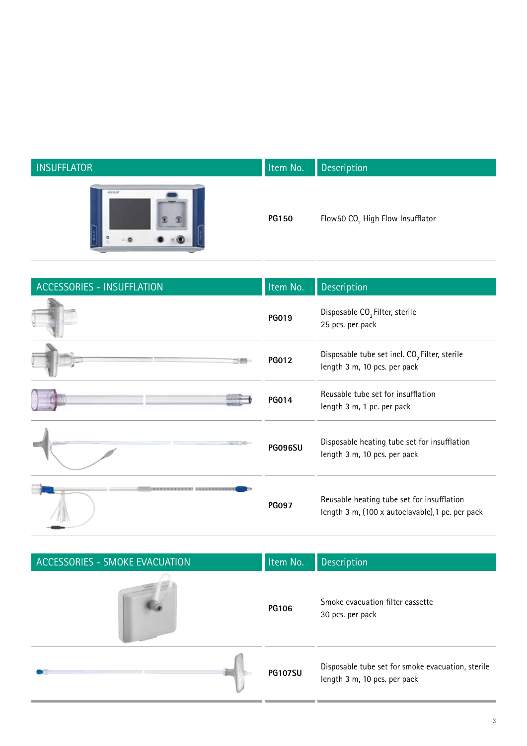| INSUFFLATOR | Item No. | Description |
|---|---|---|
| | PG150 | Flow50 $CO_2$ High Flow Insufflator |

| ACCESSORIES - INSUFFLATION | Item No. | Description |
|---|---|---|
| | PG019 | Disposable $CO_2$ Filter, sterile<br>25 pcs. per pack |
| | PG012 | Disposable tube set incl. $CO_2$ Filter, sterile<br>length 3 m, 10 pcs. per pack |
| | PG014 | Reusable tube set for insufflation<br>length 3 m, 1 pc. per pack |
| | PG096SU | Disposable heating tube set for insufflation<br>length 3 m, 10 pcs. per pack |
| | PG097 | Reusable heating tube set for insufflation<br>length 3 m, (100 x autoclavable),1 pc. per pack |

| ACCESSORIES - SMOKE EVACUATION | Item No. | Description |
|---|---|---|
| | PG106 | Smoke evacuation filter cassette<br>30 pcs. per pack |
| | PG107SU | Disposable tube set for smoke evacuation, sterile<br>length 3 m, 10 pcs. per pack |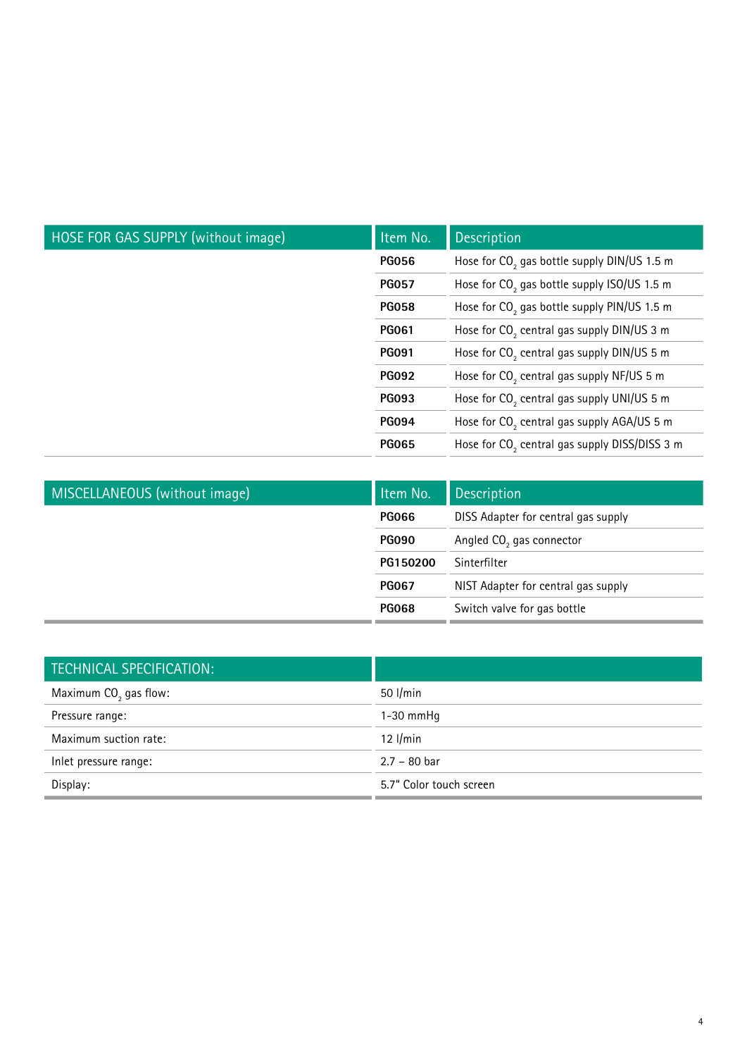| HOSE FOR GAS SUPPLY (without image) | Item No. | Description |
|---|---|---|
| | **PG056** | Hose for $CO_2$ gas bottle supply DIN/US 1.5 m |
| | **PG057** | Hose for $CO_2$ gas bottle supply ISO/US 1.5 m |
| | **PG058** | Hose for $CO_2$ gas bottle supply PIN/US 1.5 m |
| | **PG061** | Hose for $CO_2$ central gas supply DIN/US 3 m |
| | **PG091** | Hose for $CO_2$ central gas supply DIN/US 5 m |
| | **PG092** | Hose for $CO_2$ central gas supply NF/US 5 m |
| | **PG093** | Hose for $CO_2$ central gas supply UNI/US 5 m |
| | **PG094** | Hose for $CO_2$ central gas supply AGA/US 5 m |
| | **PG065** | Hose for $CO_2$ central gas supply DISS/DISS 3 m |

| MISCELLANEOUS (without image) | Item No. | Description |
|---|---|---|
| | **PG066** | DISS Adapter for central gas supply |
| | **PG090** | Angled $CO_2$ gas connector |
| | **PG150200** | Sinterfilter |
| | **PG067** | NIST Adapter for central gas supply |
| | **PG068** | Switch valve for gas bottle |

| TECHNICAL SPECIFICATION: | |
|---|---|
| Maximum $CO_2$ gas flow: | 50 l/min |
| Pressure range: | 1-30 mmHg |
| Maximum suction rate: | 12 l/min |
| Inlet pressure range: | 2.7 – 80 bar |
| Display: | 5.7" Color touch screen |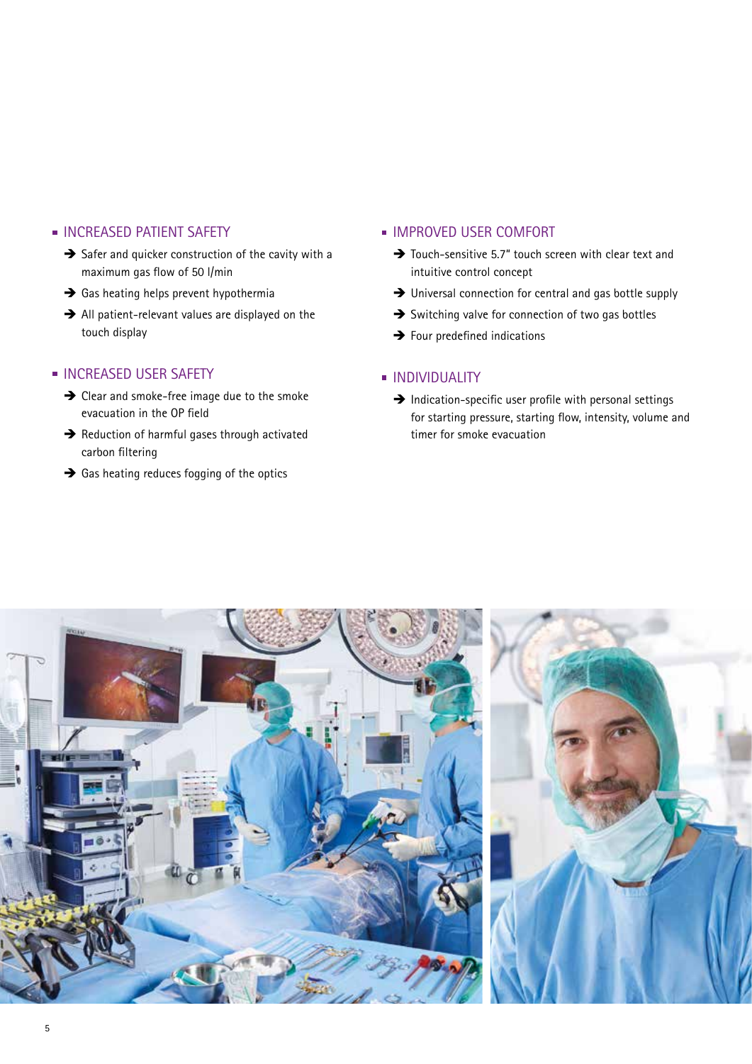## INCREASED PATIENT SAFETY

- Safer and quicker construction of the cavity with a maximum gas flow of 50 l/min
- Gas heating helps prevent hypothermia
- All patient-relevant values are displayed on the touch display

## INCREASED USER SAFETY

- Clear and smoke-free image due to the smoke evacuation in the OP field
- Reduction of harmful gases through activated carbon filtering
- Gas heating reduces fogging of the optics

## IMPROVED USER COMFORT

- Touch-sensitive 5.7" touch screen with clear text and intuitive control concept
- Universal connection for central and gas bottle supply
- Switching valve for connection of two gas bottles
- Four predefined indications

## INDIVIDUALITY

- Indication-specific user profile with personal settings for starting pressure, starting flow, intensity, volume and timer for smoke evacuation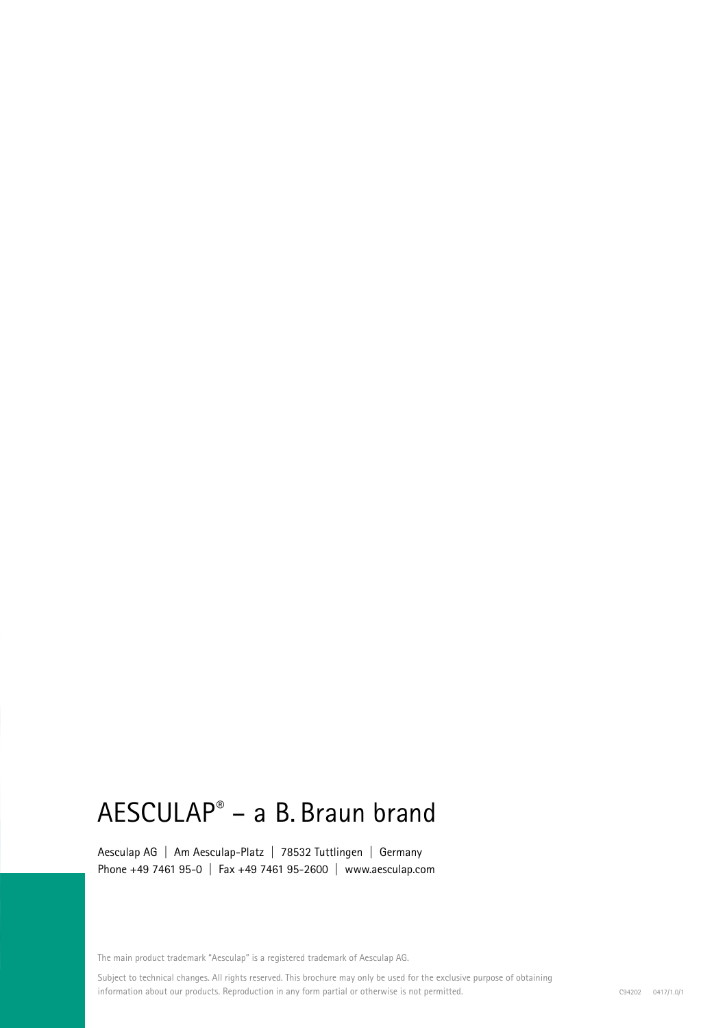# AESCULAP® – a B. Braun brand

Aesculap AG | Am Aesculap-Platz | 78532 Tuttlingen | Germany
Phone +49 7461 95-0 | Fax +49 7461 95-2600 | www.aesculap.com

The main product trademark "Aesculap" is a registered trademark of Aesculap AG.

Subject to technical changes. All rights reserved. This brochure may only be used for the exclusive purpose of obtaining information about our products. Reproduction in any form partial or otherwise is not permitted.

C94202 0417/1.0/1